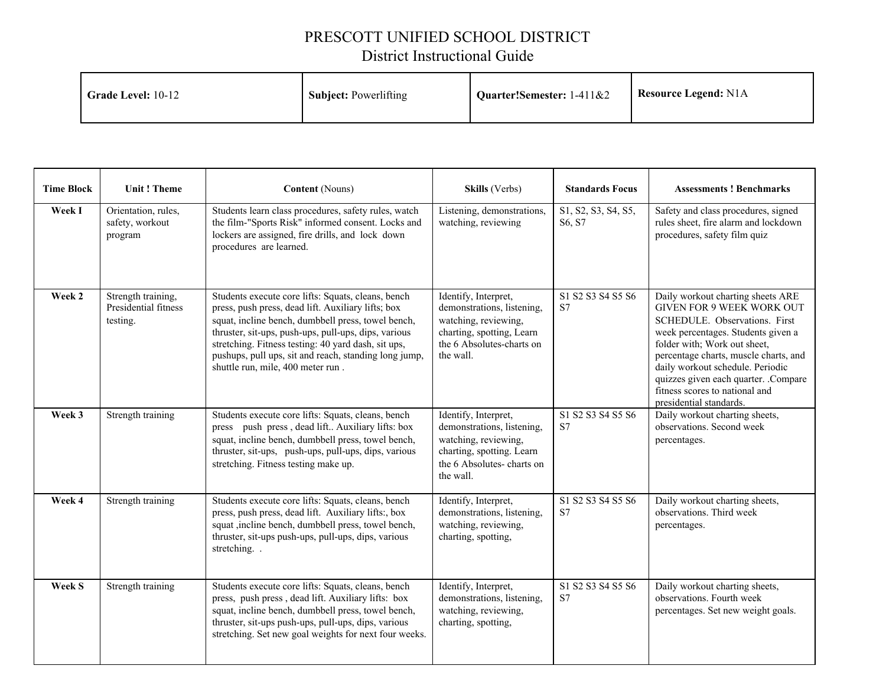# PRESCOTT UNIFIED SCHOOL DISTRICT
## District Instructional Guide

| **Grade Level:** 10-12 | **Subject:** Powerlifting | **Quarter!Semester:** 1-411&2 | **Resource Legend:** N1A |
|---|---|---|---|

| Time Block | Unit ! Theme | Content (Nouns) | Skills (Verbs) | Standards Focus | Assessments ! Benchmarks |
|---|---|---|---|---|---|
| **Week I** | Orientation, rules, safety, workout program | Students learn class procedures, safety rules, watch the film-"Sports Risk" informed consent. Locks and lockers are assigned, fire drills, and lock down procedures are learned. | Listening, demonstrations, watching, reviewing | S1, S2, S3, S4, S5, S6, S7 | Safety and class procedures, signed rules sheet, fire alarm and lockdown procedures, safety film quiz |
| **Week 2** | Strength training, Presidential fitness testing. | Students execute core lifts: Squats, cleans, bench press, push press, dead lift. Auxiliary lifts; box squat, incline bench, dumbbell press, towel bench, thruster, sit-ups, push-ups, pull-ups, dips, various stretching. Fitness testing: 40 yard dash, sit ups, pushups, pull ups, sit and reach, standing long jump, shuttle run, mile, 400 meter run . | Identify, Interpret, demonstrations, listening, watching, reviewing, charting, spotting, Learn the 6 Absolutes-charts on the wall. | S1 S2 S3 S4 S5 S6 S7 | Daily workout charting sheets ARE GIVEN FOR 9 WEEK WORK OUT SCHEDULE. Observations. First week percentages. Students given a folder with; Work out sheet, percentage charts, muscle charts, and daily workout schedule. Periodic quizzes given each quarter. .Compare fitness scores to national and presidential standards. |
| **Week 3** | Strength training | Students execute core lifts: Squats, cleans, bench press push press , dead lift.. Auxiliary lifts: box squat, incline bench, dumbbell press, towel bench, thruster, sit-ups, push-ups, pull-ups, dips, various stretching. Fitness testing make up. | Identify, Interpret, demonstrations, listening, watching, reviewing, charting, spotting. Learn the 6 Absolutes- charts on the wall. | S1 S2 S3 S4 S5 S6 S7 | Daily workout charting sheets, observations. Second week percentages. |
| **Week 4** | Strength training | Students execute core lifts: Squats, cleans, bench press, push press, dead lift. Auxiliary lifts:, box squat ,incline bench, dumbbell press, towel bench, thruster, sit-ups push-ups, pull-ups, dips, various stretching. . | Identify, Interpret, demonstrations, listening, watching, reviewing, charting, spotting, | S1 S2 S3 S4 S5 S6 S7 | Daily workout charting sheets, observations. Third week percentages. |
| **Week S** | Strength training | Students execute core lifts: Squats, cleans, bench press, push press , dead lift. Auxiliary lifts: box squat, incline bench, dumbbell press, towel bench, thruster, sit-ups push-ups, pull-ups, dips, various stretching. Set new goal weights for next four weeks. | Identify, Interpret, demonstrations, listening, watching, reviewing, charting, spotting, | S1 S2 S3 S4 S5 S6 S7 | Daily workout charting sheets, observations. Fourth week percentages. Set new weight goals. |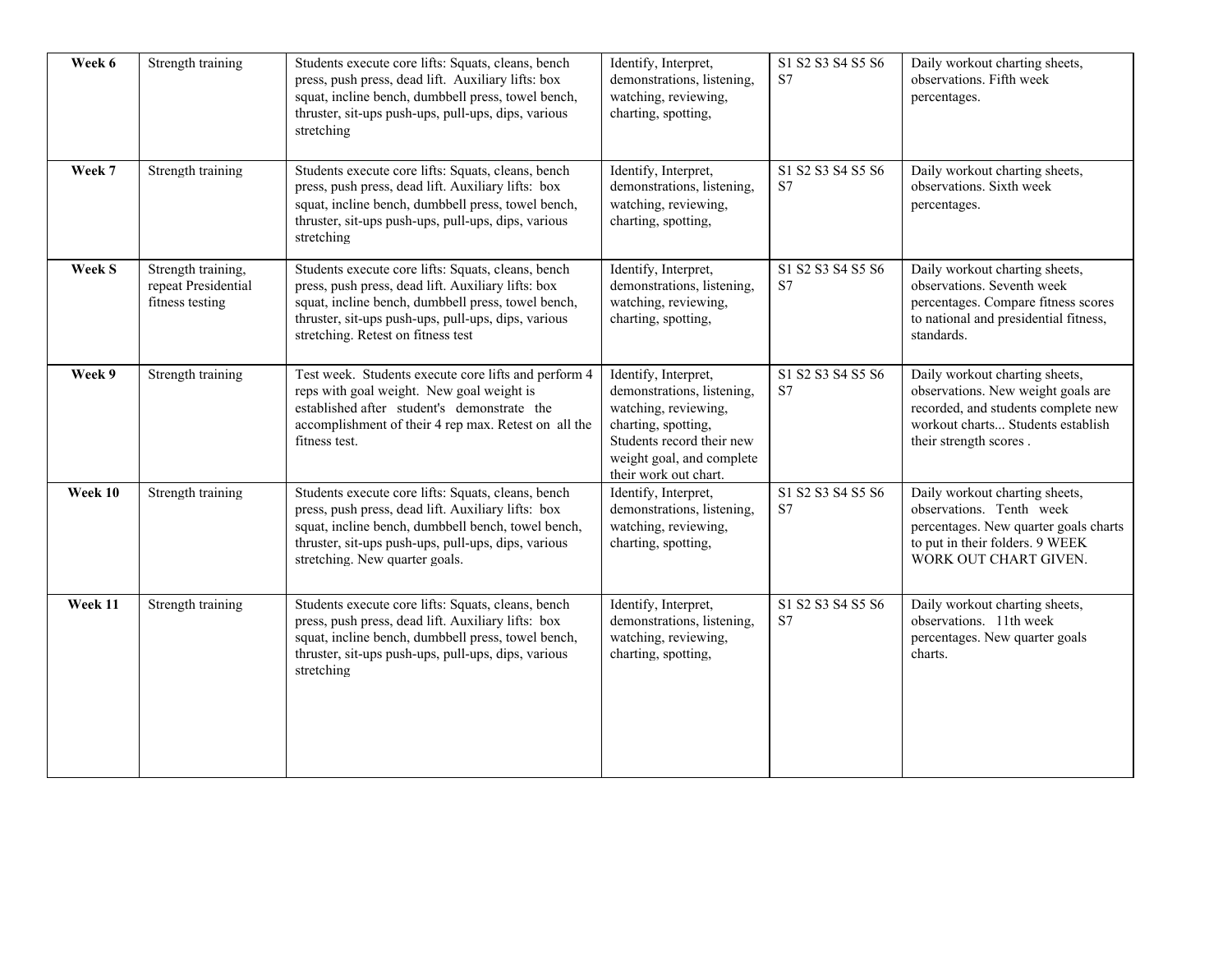| **Week 6** | Strength training | Students execute core lifts: Squats, cleans, bench press, push press, dead lift. Auxiliary lifts: box squat, incline bench, dumbbell press, towel bench, thruster, sit-ups push-ups, pull-ups, dips, various stretching | Identify, Interpret, demonstrations, listening, watching, reviewing, charting, spotting, | S1 S2 S3 S4 S5 S6 S7 | Daily workout charting sheets, observations. Fifth week percentages. |
|---|---|---|---|---|---|
| **Week 7** | Strength training | Students execute core lifts: Squats, cleans, bench press, push press, dead lift. Auxiliary lifts: box squat, incline bench, dumbbell press, towel bench, thruster, sit-ups push-ups, pull-ups, dips, various stretching | Identify, Interpret, demonstrations, listening, watching, reviewing, charting, spotting, | S1 S2 S3 S4 S5 S6 S7 | Daily workout charting sheets, observations. Sixth week percentages. |
| **Week S** | Strength training, repeat Presidential fitness testing | Students execute core lifts: Squats, cleans, bench press, push press, dead lift. Auxiliary lifts: box squat, incline bench, dumbbell press, towel bench, thruster, sit-ups push-ups, pull-ups, dips, various stretching. Retest on fitness test | Identify, Interpret, demonstrations, listening, watching, reviewing, charting, spotting, | S1 S2 S3 S4 S5 S6 S7 | Daily workout charting sheets, observations. Seventh week percentages. Compare fitness scores to national and presidential fitness, standards. |
| **Week 9** | Strength training | Test week. Students execute core lifts and perform 4 reps with goal weight. New goal weight is established after student's demonstrate the accomplishment of their 4 rep max. Retest on all the fitness test. | Identify, Interpret, demonstrations, listening, watching, reviewing, charting, spotting, Students record their new weight goal, and complete their work out chart. | S1 S2 S3 S4 S5 S6 S7 | Daily workout charting sheets, observations. New weight goals are recorded, and students complete new workout charts... Students establish their strength scores . |
| **Week 10** | Strength training | Students execute core lifts: Squats, cleans, bench press, push press, dead lift. Auxiliary lifts: box squat, incline bench, dumbbell bench, towel bench, thruster, sit-ups push-ups, pull-ups, dips, various stretching. New quarter goals. | Identify, Interpret, demonstrations, listening, watching, reviewing, charting, spotting, | S1 S2 S3 S4 S5 S6 S7 | Daily workout charting sheets, observations. Tenth week percentages. New quarter goals charts to put in their folders. 9 WEEK WORK OUT CHART GIVEN. |
| **Week 11** | Strength training | Students execute core lifts: Squats, cleans, bench press, push press, dead lift. Auxiliary lifts: box squat, incline bench, dumbbell press, towel bench, thruster, sit-ups push-ups, pull-ups, dips, various stretching | Identify, Interpret, demonstrations, listening, watching, reviewing, charting, spotting, | S1 S2 S3 S4 S5 S6 S7 | Daily workout charting sheets, observations. 11th week percentages. New quarter goals charts. |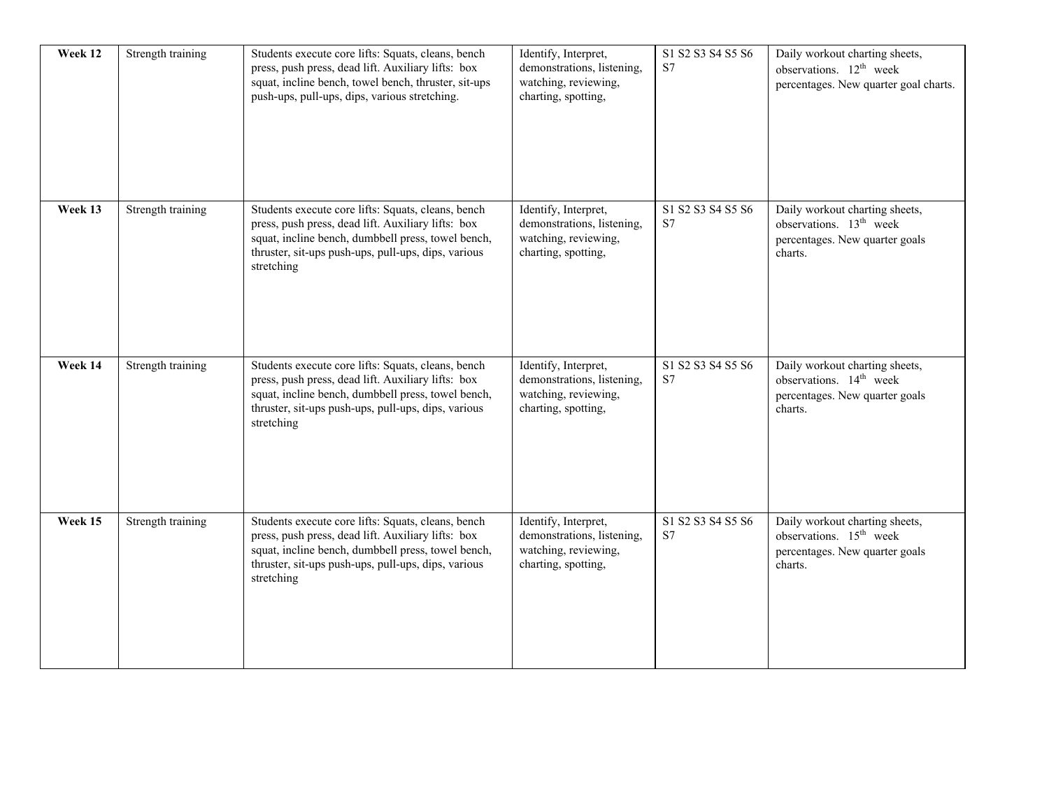| **Week 12** | Strength training | Students execute core lifts: Squats, cleans, bench press, push press, dead lift. Auxiliary lifts: box squat, incline bench, towel bench, thruster, sit-ups push-ups, pull-ups, dips, various stretching. | Identify, Interpret, demonstrations, listening, watching, reviewing, charting, spotting, | S1 S2 S3 S4 S5 S6 S7 | Daily workout charting sheets, observations. 12th week percentages. New quarter goal charts. |
|---|---|---|---|---|---|
| **Week 13** | Strength training | Students execute core lifts: Squats, cleans, bench press, push press, dead lift. Auxiliary lifts: box squat, incline bench, dumbbell press, towel bench, thruster, sit-ups push-ups, pull-ups, dips, various stretching | Identify, Interpret, demonstrations, listening, watching, reviewing, charting, spotting, | S1 S2 S3 S4 S5 S6 S7 | Daily workout charting sheets, observations. 13th week percentages. New quarter goals charts. |
| **Week 14** | Strength training | Students execute core lifts: Squats, cleans, bench press, push press, dead lift. Auxiliary lifts: box squat, incline bench, dumbbell press, towel bench, thruster, sit-ups push-ups, pull-ups, dips, various stretching | Identify, Interpret, demonstrations, listening, watching, reviewing, charting, spotting, | S1 S2 S3 S4 S5 S6 S7 | Daily workout charting sheets, observations. 14th week percentages. New quarter goals charts. |
| **Week 15** | Strength training | Students execute core lifts: Squats, cleans, bench press, push press, dead lift. Auxiliary lifts: box squat, incline bench, dumbbell press, towel bench, thruster, sit-ups push-ups, pull-ups, dips, various stretching | Identify, Interpret, demonstrations, listening, watching, reviewing, charting, spotting, | S1 S2 S3 S4 S5 S6 S7 | Daily workout charting sheets, observations. 15th week percentages. New quarter goals charts. |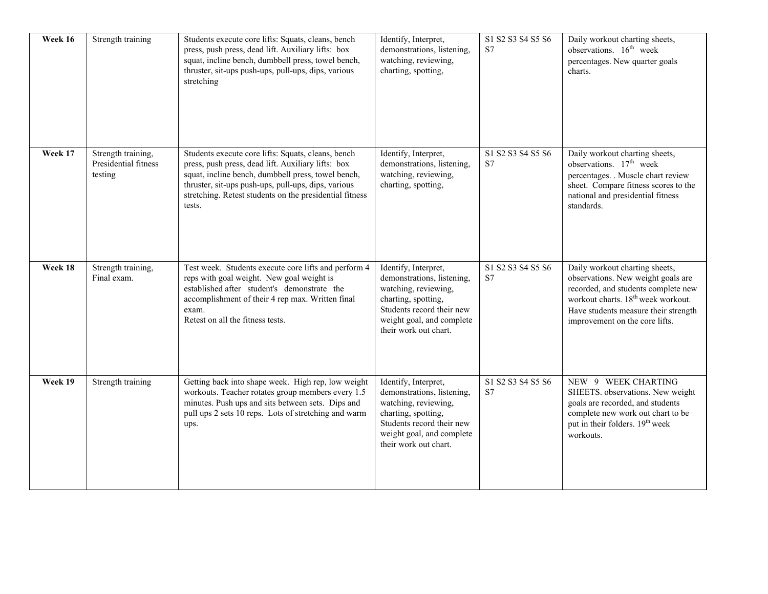| **Week 16** | Strength training | Students execute core lifts: Squats, cleans, bench press, push press, dead lift. Auxiliary lifts: box squat, incline bench, dumbbell press, towel bench, thruster, sit-ups push-ups, pull-ups, dips, various stretching | Identify, Interpret, demonstrations, listening, watching, reviewing, charting, spotting, | S1 S2 S3 S4 S5 S6 S7 | Daily workout charting sheets, observations. 16th week percentages. New quarter goals charts. |
|---|---|---|---|---|---|
| **Week 17** | Strength training, Presidential fitness testing | Students execute core lifts: Squats, cleans, bench press, push press, dead lift. Auxiliary lifts: box squat, incline bench, dumbbell press, towel bench, thruster, sit-ups push-ups, pull-ups, dips, various stretching. Retest students on the presidential fitness tests. | Identify, Interpret, demonstrations, listening, watching, reviewing, charting, spotting, | S1 S2 S3 S4 S5 S6 S7 | Daily workout charting sheets, observations. 17th week percentages. . Muscle chart review sheet. Compare fitness scores to the national and presidential fitness standards. |
| **Week 18** | Strength training, Final exam. | Test week. Students execute core lifts and perform 4 reps with goal weight. New goal weight is established after student's demonstrate the accomplishment of their 4 rep max. Written final exam. Retest on all the fitness tests. | Identify, Interpret, demonstrations, listening, watching, reviewing, charting, spotting, Students record their new weight goal, and complete their work out chart. | S1 S2 S3 S4 S5 S6 S7 | Daily workout charting sheets, observations. New weight goals are recorded, and students complete new workout charts. 18th week workout. Have students measure their strength improvement on the core lifts. |
| **Week 19** | Strength training | Getting back into shape week. High rep, low weight workouts. Teacher rotates group members every 1.5 minutes. Push ups and sits between sets. Dips and pull ups 2 sets 10 reps. Lots of stretching and warm ups. | Identify, Interpret, demonstrations, listening, watching, reviewing, charting, spotting, Students record their new weight goal, and complete their work out chart. | S1 S2 S3 S4 S5 S6 S7 | NEW 9 WEEK CHARTING SHEETS. observations. New weight goals are recorded, and students complete new work out chart to be put in their folders. 19th week workouts. |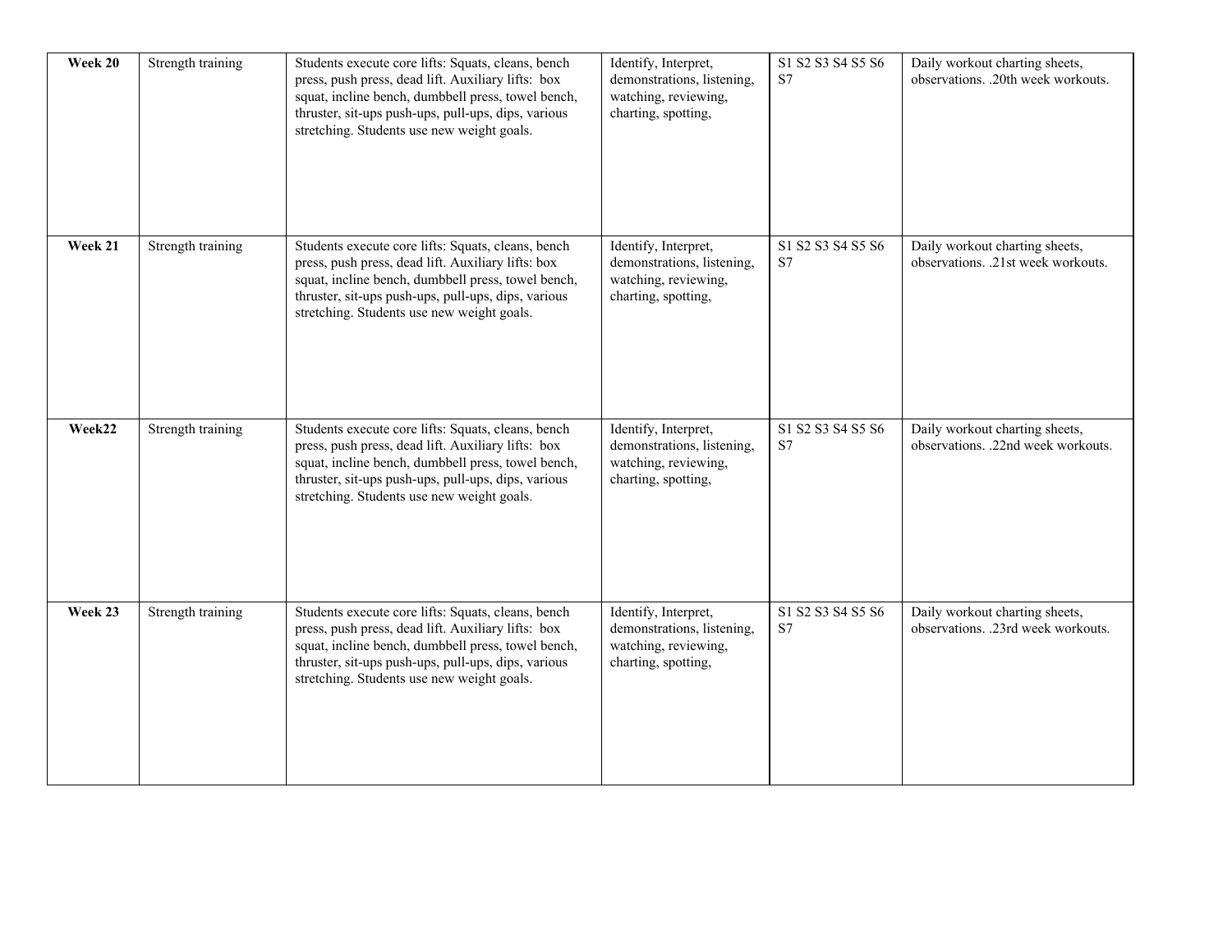| Week 20 | Strength training | Students execute core lifts: Squats, cleans, bench press, push press, dead lift. Auxiliary lifts: box squat, incline bench, dumbbell press, towel bench, thruster, sit-ups push-ups, pull-ups, dips, various stretching. Students use new weight goals. | Identify, Interpret, demonstrations, listening, watching, reviewing, charting, spotting, | S1 S2 S3 S4 S5 S6 S7 | Daily workout charting sheets, observations. .20th week workouts. |
|---|---|---|---|---|---|
| **Week 21** | Strength training | Students execute core lifts: Squats, cleans, bench press, push press, dead lift. Auxiliary lifts: box squat, incline bench, dumbbell press, towel bench, thruster, sit-ups push-ups, pull-ups, dips, various stretching. Students use new weight goals. | Identify, Interpret, demonstrations, listening, watching, reviewing, charting, spotting, | S1 S2 S3 S4 S5 S6 S7 | Daily workout charting sheets, observations. .21st week workouts. |
| **Week22** | Strength training | Students execute core lifts: Squats, cleans, bench press, push press, dead lift. Auxiliary lifts: box squat, incline bench, dumbbell press, towel bench, thruster, sit-ups push-ups, pull-ups, dips, various stretching. Students use new weight goals. | Identify, Interpret, demonstrations, listening, watching, reviewing, charting, spotting, | S1 S2 S3 S4 S5 S6 S7 | Daily workout charting sheets, observations. .22nd week workouts. |
| **Week 23** | Strength training | Students execute core lifts: Squats, cleans, bench press, push press, dead lift. Auxiliary lifts: box squat, incline bench, dumbbell press, towel bench, thruster, sit-ups push-ups, pull-ups, dips, various stretching. Students use new weight goals. | Identify, Interpret, demonstrations, listening, watching, reviewing, charting, spotting, | S1 S2 S3 S4 S5 S6 S7 | Daily workout charting sheets, observations. .23rd week workouts. |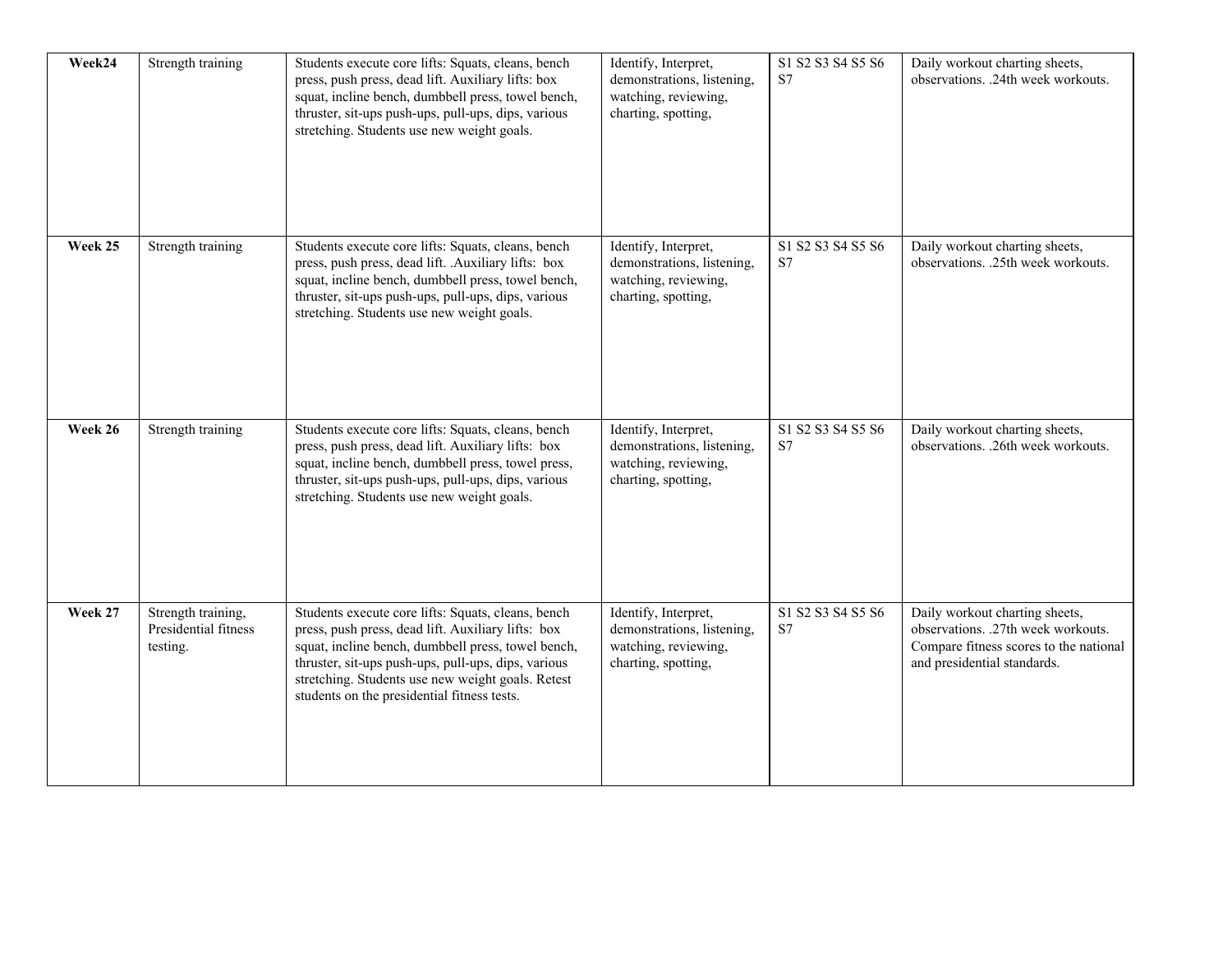| Week24 | Strength training | Students execute core lifts: Squats, cleans, bench press, push press, dead lift. Auxiliary lifts: box squat, incline bench, dumbbell press, towel bench, thruster, sit-ups push-ups, pull-ups, dips, various stretching. Students use new weight goals. | Identify, Interpret, demonstrations, listening, watching, reviewing, charting, spotting, | S1 S2 S3 S4 S5 S6 S7 | Daily workout charting sheets, observations. .24th week workouts. |
|---|---|---|---|---|---|
| **Week 25** | Strength training | Students execute core lifts: Squats, cleans, bench press, push press, dead lift. .Auxiliary lifts: box squat, incline bench, dumbbell press, towel bench, thruster, sit-ups push-ups, pull-ups, dips, various stretching. Students use new weight goals. | Identify, Interpret, demonstrations, listening, watching, reviewing, charting, spotting, | S1 S2 S3 S4 S5 S6 S7 | Daily workout charting sheets, observations. .25th week workouts. |
| **Week 26** | Strength training | Students execute core lifts: Squats, cleans, bench press, push press, dead lift. Auxiliary lifts: box squat, incline bench, dumbbell press, towel press, thruster, sit-ups push-ups, pull-ups, dips, various stretching. Students use new weight goals. | Identify, Interpret, demonstrations, listening, watching, reviewing, charting, spotting, | S1 S2 S3 S4 S5 S6 S7 | Daily workout charting sheets, observations. .26th week workouts. |
| **Week 27** | Strength training, Presidential fitness testing. | Students execute core lifts: Squats, cleans, bench press, push press, dead lift. Auxiliary lifts: box squat, incline bench, dumbbell press, towel bench, thruster, sit-ups push-ups, pull-ups, dips, various stretching. Students use new weight goals. Retest students on the presidential fitness tests. | Identify, Interpret, demonstrations, listening, watching, reviewing, charting, spotting, | S1 S2 S3 S4 S5 S6 S7 | Daily workout charting sheets, observations. .27th week workouts. Compare fitness scores to the national and presidential standards. |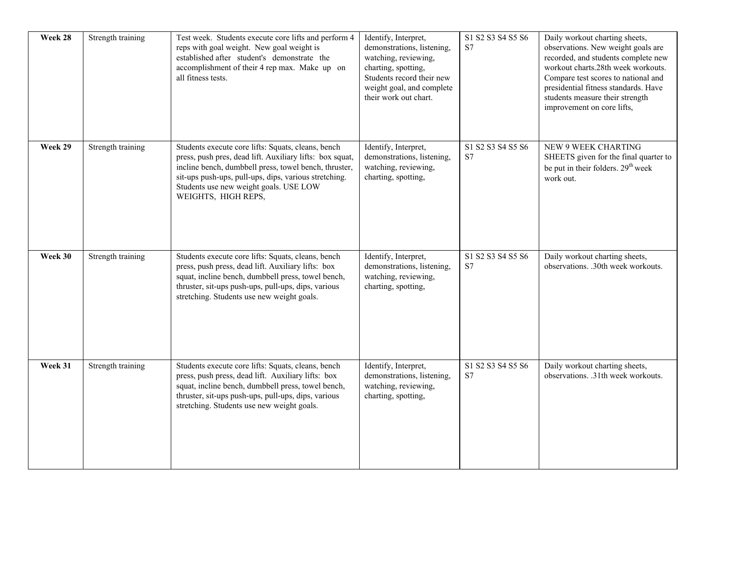| Week 28 | Strength training | Test week. Students execute core lifts and perform 4 reps with goal weight. New goal weight is established after student's demonstrate the accomplishment of their 4 rep max. Make up on all fitness tests. | Identify, Interpret, demonstrations, listening, watching, reviewing, charting, spotting, Students record their new weight goal, and complete their work out chart. | S1 S2 S3 S4 S5 S6 S7 | Daily workout charting sheets, observations. New weight goals are recorded, and students complete new workout charts.28th week workouts. Compare test scores to national and presidential fitness standards. Have students measure their strength improvement on core lifts, |
|---|---|---|---|---|---|
| Week 29 | Strength training | Students execute core lifts: Squats, cleans, bench press, push pres, dead lift. Auxiliary lifts: box squat, incline bench, dumbbell press, towel bench, thruster, sit-ups push-ups, pull-ups, dips, various stretching. Students use new weight goals. USE LOW WEIGHTS, HIGH REPS, | Identify, Interpret, demonstrations, listening, watching, reviewing, charting, spotting, | S1 S2 S3 S4 S5 S6 S7 | NEW 9 WEEK CHARTING SHEETS given for the final quarter to be put in their folders. 29th week work out. |
| Week 30 | Strength training | Students execute core lifts: Squats, cleans, bench press, push press, dead lift. Auxiliary lifts: box squat, incline bench, dumbbell press, towel bench, thruster, sit-ups push-ups, pull-ups, dips, various stretching. Students use new weight goals. | Identify, Interpret, demonstrations, listening, watching, reviewing, charting, spotting, | S1 S2 S3 S4 S5 S6 S7 | Daily workout charting sheets, observations. .30th week workouts. |
| Week 31 | Strength training | Students execute core lifts: Squats, cleans, bench press, push press, dead lift. Auxiliary lifts: box squat, incline bench, dumbbell press, towel bench, thruster, sit-ups push-ups, pull-ups, dips, various stretching. Students use new weight goals. | Identify, Interpret, demonstrations, listening, watching, reviewing, charting, spotting, | S1 S2 S3 S4 S5 S6 S7 | Daily workout charting sheets, observations. .31th week workouts. |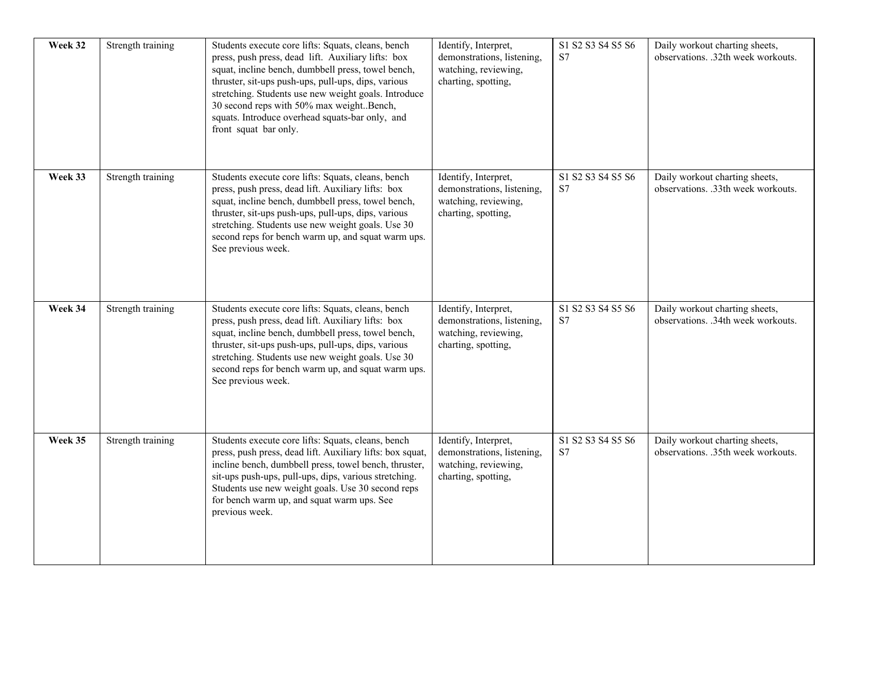| **Week 32** | Strength training | Students execute core lifts: Squats, cleans, bench press, push press, dead lift. Auxiliary lifts: box squat, incline bench, dumbbell press, towel bench, thruster, sit-ups push-ups, pull-ups, dips, various stretching. Students use new weight goals. Introduce 30 second reps with 50% max weight..Bench, squats. Introduce overhead squats-bar only, and front squat bar only. | Identify, Interpret, demonstrations, listening, watching, reviewing, charting, spotting, | S1 S2 S3 S4 S5 S6 S7 | Daily workout charting sheets, observations. .32th week workouts. |
|---|---|---|---|---|---|
| **Week 33** | Strength training | Students execute core lifts: Squats, cleans, bench press, push press, dead lift. Auxiliary lifts: box squat, incline bench, dumbbell press, towel bench, thruster, sit-ups push-ups, pull-ups, dips, various stretching. Students use new weight goals. Use 30 second reps for bench warm up, and squat warm ups. See previous week. | Identify, Interpret, demonstrations, listening, watching, reviewing, charting, spotting, | S1 S2 S3 S4 S5 S6 S7 | Daily workout charting sheets, observations. .33th week workouts. |
| **Week 34** | Strength training | Students execute core lifts: Squats, cleans, bench press, push press, dead lift. Auxiliary lifts: box squat, incline bench, dumbbell press, towel bench, thruster, sit-ups push-ups, pull-ups, dips, various stretching. Students use new weight goals. Use 30 second reps for bench warm up, and squat warm ups. See previous week. | Identify, Interpret, demonstrations, listening, watching, reviewing, charting, spotting, | S1 S2 S3 S4 S5 S6 S7 | Daily workout charting sheets, observations. .34th week workouts. |
| **Week 35** | Strength training | Students execute core lifts: Squats, cleans, bench press, push press, dead lift. Auxiliary lifts: box squat, incline bench, dumbbell press, towel bench, thruster, sit-ups push-ups, pull-ups, dips, various stretching. Students use new weight goals. Use 30 second reps for bench warm up, and squat warm ups. See previous week. | Identify, Interpret, demonstrations, listening, watching, reviewing, charting, spotting, | S1 S2 S3 S4 S5 S6 S7 | Daily workout charting sheets, observations. .35th week workouts. |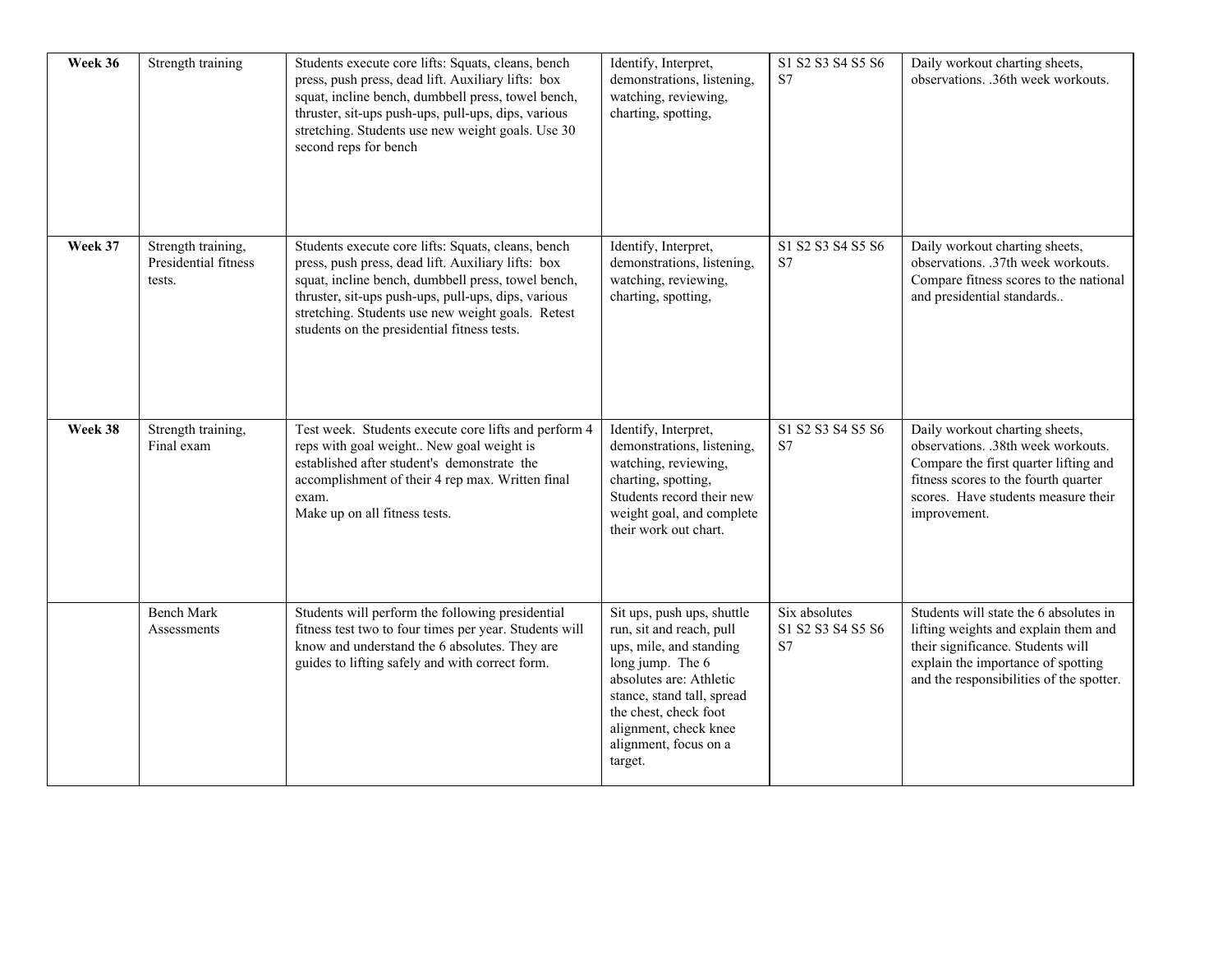| | | | | | |
|---|---|---|---|---|---|
| **Week 36** | Strength training | Students execute core lifts: Squats, cleans, bench press, push press, dead lift. Auxiliary lifts: box squat, incline bench, dumbbell press, towel bench, thruster, sit-ups push-ups, pull-ups, dips, various stretching. Students use new weight goals. Use 30 second reps for bench | Identify, Interpret, demonstrations, listening, watching, reviewing, charting, spotting, | S1 S2 S3 S4 S5 S6 S7 | Daily workout charting sheets, observations. .36th week workouts. |
| **Week 37** | Strength training, Presidential fitness tests. | Students execute core lifts: Squats, cleans, bench press, push press, dead lift. Auxiliary lifts: box squat, incline bench, dumbbell press, towel bench, thruster, sit-ups push-ups, pull-ups, dips, various stretching. Students use new weight goals. Retest students on the presidential fitness tests. | Identify, Interpret, demonstrations, listening, watching, reviewing, charting, spotting, | S1 S2 S3 S4 S5 S6 S7 | Daily workout charting sheets, observations. .37th week workouts. Compare fitness scores to the national and presidential standards.. |
| **Week 38** | Strength training, Final exam | Test week. Students execute core lifts and perform 4 reps with goal weight.. New goal weight is established after student's demonstrate the accomplishment of their 4 rep max. Written final exam.<br>Make up on all fitness tests. | Identify, Interpret, demonstrations, listening, watching, reviewing, charting, spotting, Students record their new weight goal, and complete their work out chart. | S1 S2 S3 S4 S5 S6 S7 | Daily workout charting sheets, observations. .38th week workouts. Compare the first quarter lifting and fitness scores to the fourth quarter scores. Have students measure their improvement. |
| | Bench Mark Assessments | Students will perform the following presidential fitness test two to four times per year. Students will know and understand the 6 absolutes. They are guides to lifting safely and with correct form. | Sit ups, push ups, shuttle run, sit and reach, pull ups, mile, and standing long jump. The 6 absolutes are: Athletic stance, stand tall, spread the chest, check foot alignment, check knee alignment, focus on a target. | Six absolutes S1 S2 S3 S4 S5 S6 S7 | Students will state the 6 absolutes in lifting weights and explain them and their significance. Students will explain the importance of spotting and the responsibilities of the spotter. |